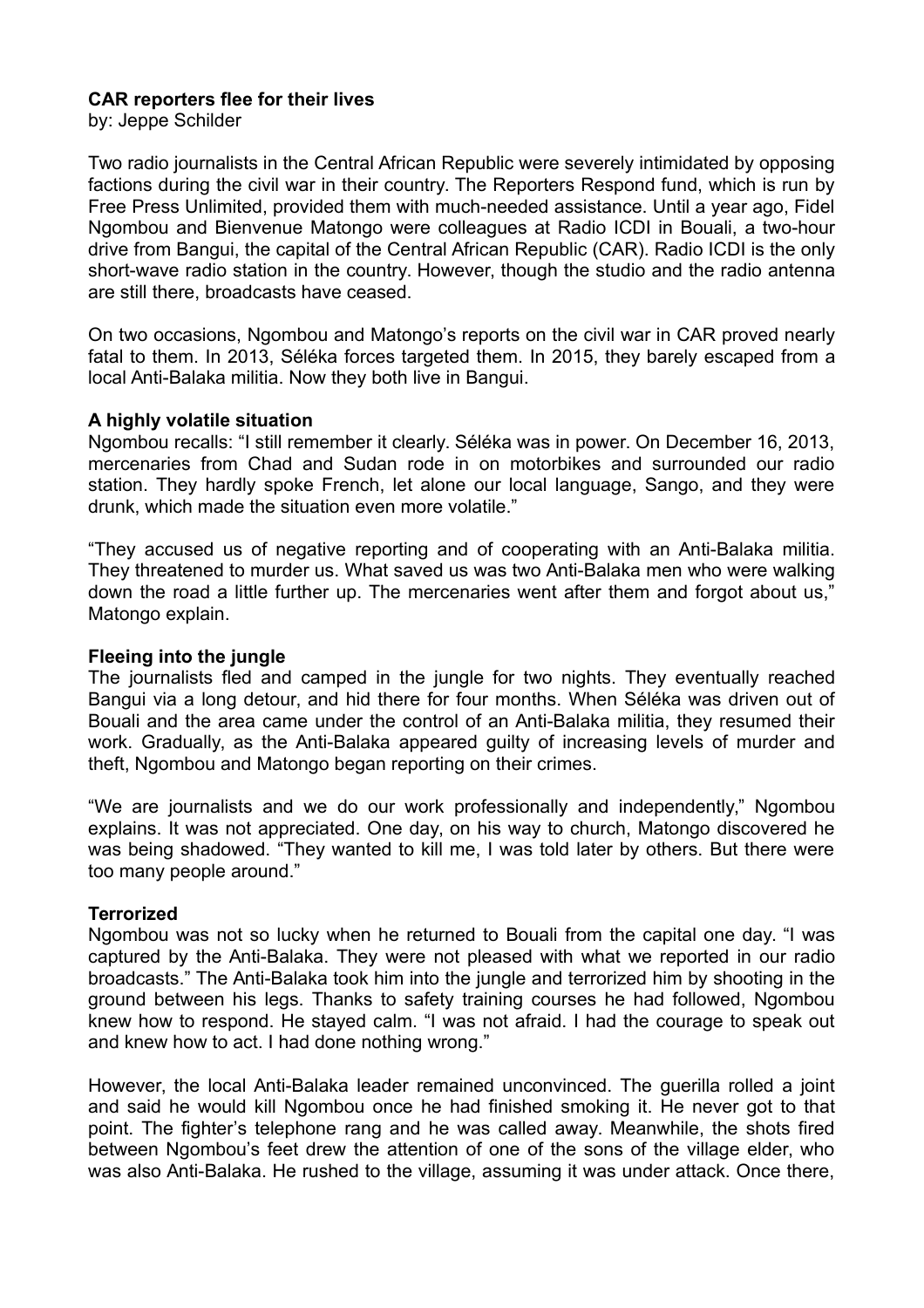# CAR reporters flee for their lives

by: Jeppe Schilder

Two radio journalists in the Central African Republic were severely intimidated by opposing factions during the civil war in their country. The Reporters Respond fund, which is run by Free Press Unlimited, provided them with much-needed assistance. Until a year ago, Fidel Ngombou and Bienvenue Matongo were colleagues at Radio ICDI in Bouali, a two-hour drive from Bangui, the capital of the Central African Republic (CAR). Radio ICDI is the only short-wave radio station in the country. However, though the studio and the radio antenna are still there, broadcasts have ceased.

On two occasions, Ngombou and Matongo's reports on the civil war in CAR proved nearly fatal to them. In 2013, Séléka forces targeted them. In 2015, they barely escaped from a local Anti-Balaka militia. Now they both live in Bangui.

## A highly volatile situation

Ngombou recalls: "I still remember it clearly. Séléka was in power. On December 16, 2013, mercenaries from Chad and Sudan rode in on motorbikes and surrounded our radio station. They hardly spoke French, let alone our local language, Sango, and they were drunk, which made the situation even more volatile."

"They accused us of negative reporting and of cooperating with an Anti-Balaka militia. They threatened to murder us. What saved us was two Anti-Balaka men who were walking down the road a little further up. The mercenaries went after them and forgot about us," Matongo explain.

## Fleeing into the jungle

The journalists fled and camped in the jungle for two nights. They eventually reached Bangui via a long detour, and hid there for four months. When Séléka was driven out of Bouali and the area came under the control of an Anti-Balaka militia, they resumed their work. Gradually, as the Anti-Balaka appeared guilty of increasing levels of murder and theft, Ngombou and Matongo began reporting on their crimes.

"We are journalists and we do our work professionally and independently," Ngombou explains. It was not appreciated. One day, on his way to church, Matongo discovered he was being shadowed. "They wanted to kill me, I was told later by others. But there were too many people around."

## Terrorized

Ngombou was not so lucky when he returned to Bouali from the capital one day. "I was captured by the Anti-Balaka. They were not pleased with what we reported in our radio broadcasts." The Anti-Balaka took him into the jungle and terrorized him by shooting in the ground between his legs. Thanks to safety training courses he had followed, Ngombou knew how to respond. He stayed calm. "I was not afraid. I had the courage to speak out and knew how to act. I had done nothing wrong."

However, the local Anti-Balaka leader remained unconvinced. The guerilla rolled a joint and said he would kill Ngombou once he had finished smoking it. He never got to that point. The fighter's telephone rang and he was called away. Meanwhile, the shots fired between Ngombou's feet drew the attention of one of the sons of the village elder, who was also Anti-Balaka. He rushed to the village, assuming it was under attack. Once there,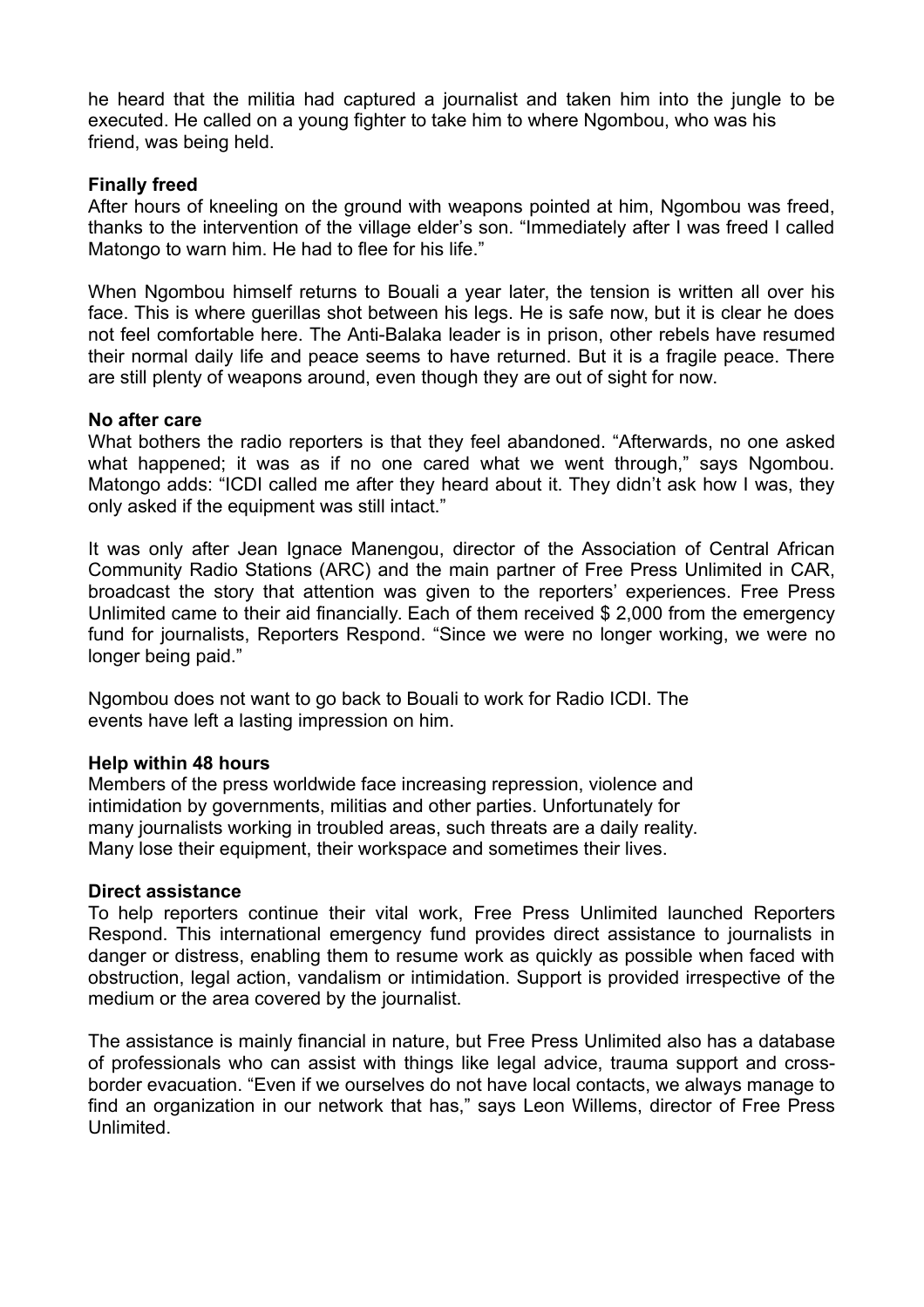he heard that the militia had captured a journalist and taken him into the jungle to be executed. He called on a young fighter to take him to where Ngombou, who was his friend, was being held.

**Finally freed**

After hours of kneeling on the ground with weapons pointed at him, Ngombou was freed, thanks to the intervention of the village elder's son. "Immediately after I was freed I called Matongo to warn him. He had to flee for his life."

When Ngombou himself returns to Bouali a year later, the tension is written all over his face. This is where guerillas shot between his legs. He is safe now, but it is clear he does not feel comfortable here. The Anti-Balaka leader is in prison, other rebels have resumed their normal daily life and peace seems to have returned. But it is a fragile peace. There are still plenty of weapons around, even though they are out of sight for now.

**No after care**

What bothers the radio reporters is that they feel abandoned. "Afterwards, no one asked what happened; it was as if no one cared what we went through," says Ngombou. Matongo adds: "ICDI called me after they heard about it. They didn't ask how I was, they only asked if the equipment was still intact."

It was only after Jean Ignace Manengou, director of the Association of Central African Community Radio Stations (ARC) and the main partner of Free Press Unlimited in CAR, broadcast the story that attention was given to the reporters' experiences. Free Press Unlimited came to their aid financially. Each of them received $ 2,000 from the emergency fund for journalists, Reporters Respond. "Since we were no longer working, we were no longer being paid."

Ngombou does not want to go back to Bouali to work for Radio ICDI. The events have left a lasting impression on him.

**Help within 48 hours**

Members of the press worldwide face increasing repression, violence and intimidation by governments, militias and other parties. Unfortunately for many journalists working in troubled areas, such threats are a daily reality. Many lose their equipment, their workspace and sometimes their lives.

**Direct assistance**

To help reporters continue their vital work, Free Press Unlimited launched Reporters Respond. This international emergency fund provides direct assistance to journalists in danger or distress, enabling them to resume work as quickly as possible when faced with obstruction, legal action, vandalism or intimidation. Support is provided irrespective of the medium or the area covered by the journalist.

The assistance is mainly financial in nature, but Free Press Unlimited also has a database of professionals who can assist with things like legal advice, trauma support and cross-border evacuation. "Even if we ourselves do not have local contacts, we always manage to find an organization in our network that has," says Leon Willems, director of Free Press Unlimited.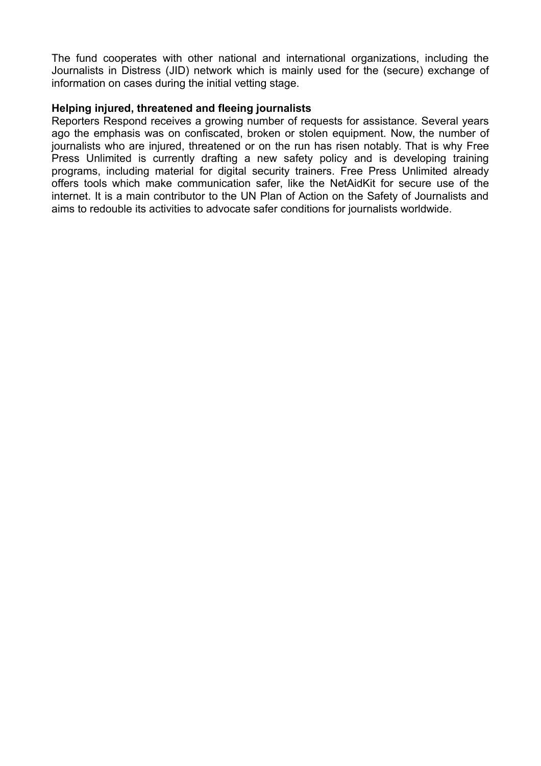The fund cooperates with other national and international organizations, including the Journalists in Distress (JID) network which is mainly used for the (secure) exchange of information on cases during the initial vetting stage.

**Helping injured, threatened and fleeing journalists**

Reporters Respond receives a growing number of requests for assistance. Several years ago the emphasis was on confiscated, broken or stolen equipment. Now, the number of journalists who are injured, threatened or on the run has risen notably. That is why Free Press Unlimited is currently drafting a new safety policy and is developing training programs, including material for digital security trainers. Free Press Unlimited already offers tools which make communication safer, like the NetAidKit for secure use of the internet. It is a main contributor to the UN Plan of Action on the Safety of Journalists and aims to redouble its activities to advocate safer conditions for journalists worldwide.